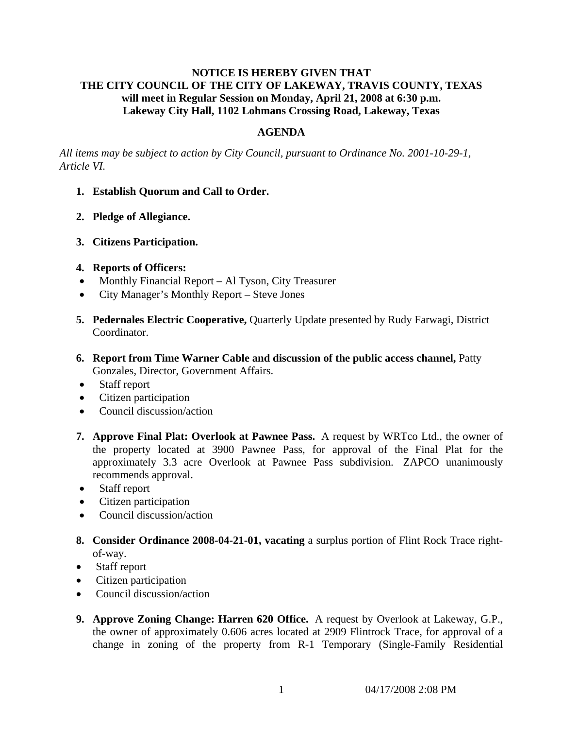**NOTICE IS HEREBY GIVEN THAT**
**THE CITY COUNCIL OF THE CITY OF LAKEWAY, TRAVIS COUNTY, TEXAS**
**will meet in Regular Session on Monday, April 21, 2008 at 6:30 p.m.**
**Lakeway City Hall, 1102 Lohmans Crossing Road, Lakeway, Texas**

## AGENDA

*All items may be subject to action by City Council, pursuant to Ordinance No. 2001-10-29-1, Article VI.*

1. **Establish Quorum and Call to Order.**

2. **Pledge of Allegiance.**

3. **Citizens Participation.**

4. **Reports of Officers:**
   - Monthly Financial Report – Al Tyson, City Treasurer
   - City Manager's Monthly Report – Steve Jones

5. **Pedernales Electric Cooperative,** Quarterly Update presented by Rudy Farwagi, District Coordinator.

6. **Report from Time Warner Cable and discussion of the public access channel,** Patty Gonzales, Director, Government Affairs.
   - Staff report
   - Citizen participation
   - Council discussion/action

7. **Approve Final Plat: Overlook at Pawnee Pass.** A request by WRTco Ltd., the owner of the property located at 3900 Pawnee Pass, for approval of the Final Plat for the approximately 3.3 acre Overlook at Pawnee Pass subdivision. ZAPCO unanimously recommends approval.
   - Staff report
   - Citizen participation
   - Council discussion/action

8. **Consider Ordinance 2008-04-21-01, vacating** a surplus portion of Flint Rock Trace right-of-way.
   - Staff report
   - Citizen participation
   - Council discussion/action

9. **Approve Zoning Change: Harren 620 Office.** A request by Overlook at Lakeway, G.P., the owner of approximately 0.606 acres located at 2909 Flintrock Trace, for approval of a change in zoning of the property from R-1 Temporary (Single-Family Residential

04/17/2008 2:08 PM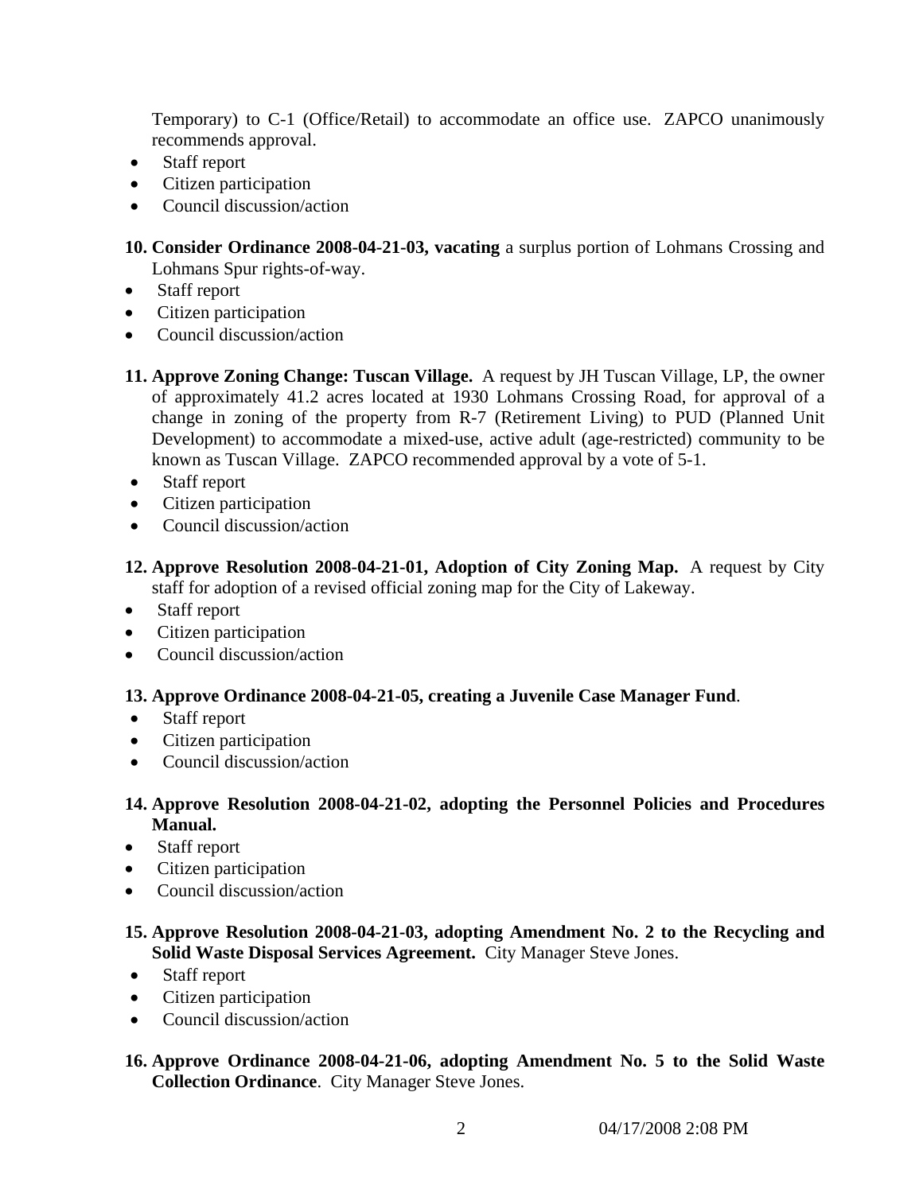Temporary) to C-1 (Office/Retail) to accommodate an office use. ZAPCO unanimously recommends approval.

- Staff report
- Citizen participation
- Council discussion/action

**10. Consider Ordinance 2008-04-21-03, vacating** a surplus portion of Lohmans Crossing and Lohmans Spur rights-of-way.

- Staff report
- Citizen participation
- Council discussion/action

**11. Approve Zoning Change: Tuscan Village.** A request by JH Tuscan Village, LP, the owner of approximately 41.2 acres located at 1930 Lohmans Crossing Road, for approval of a change in zoning of the property from R-7 (Retirement Living) to PUD (Planned Unit Development) to accommodate a mixed-use, active adult (age-restricted) community to be known as Tuscan Village. ZAPCO recommended approval by a vote of 5-1.

- Staff report
- Citizen participation
- Council discussion/action

**12. Approve Resolution 2008-04-21-01, Adoption of City Zoning Map.** A request by City staff for adoption of a revised official zoning map for the City of Lakeway.

- Staff report
- Citizen participation
- Council discussion/action

**13. Approve Ordinance 2008-04-21-05, creating a Juvenile Case Manager Fund**.

- Staff report
- Citizen participation
- Council discussion/action

**14. Approve Resolution 2008-04-21-02, adopting the Personnel Policies and Procedures Manual.**

- Staff report
- Citizen participation
- Council discussion/action

**15. Approve Resolution 2008-04-21-03, adopting Amendment No. 2 to the Recycling and Solid Waste Disposal Services Agreement.** City Manager Steve Jones.

- Staff report
- Citizen participation
- Council discussion/action

**16. Approve Ordinance 2008-04-21-06, adopting Amendment No. 5 to the Solid Waste Collection Ordinance**. City Manager Steve Jones.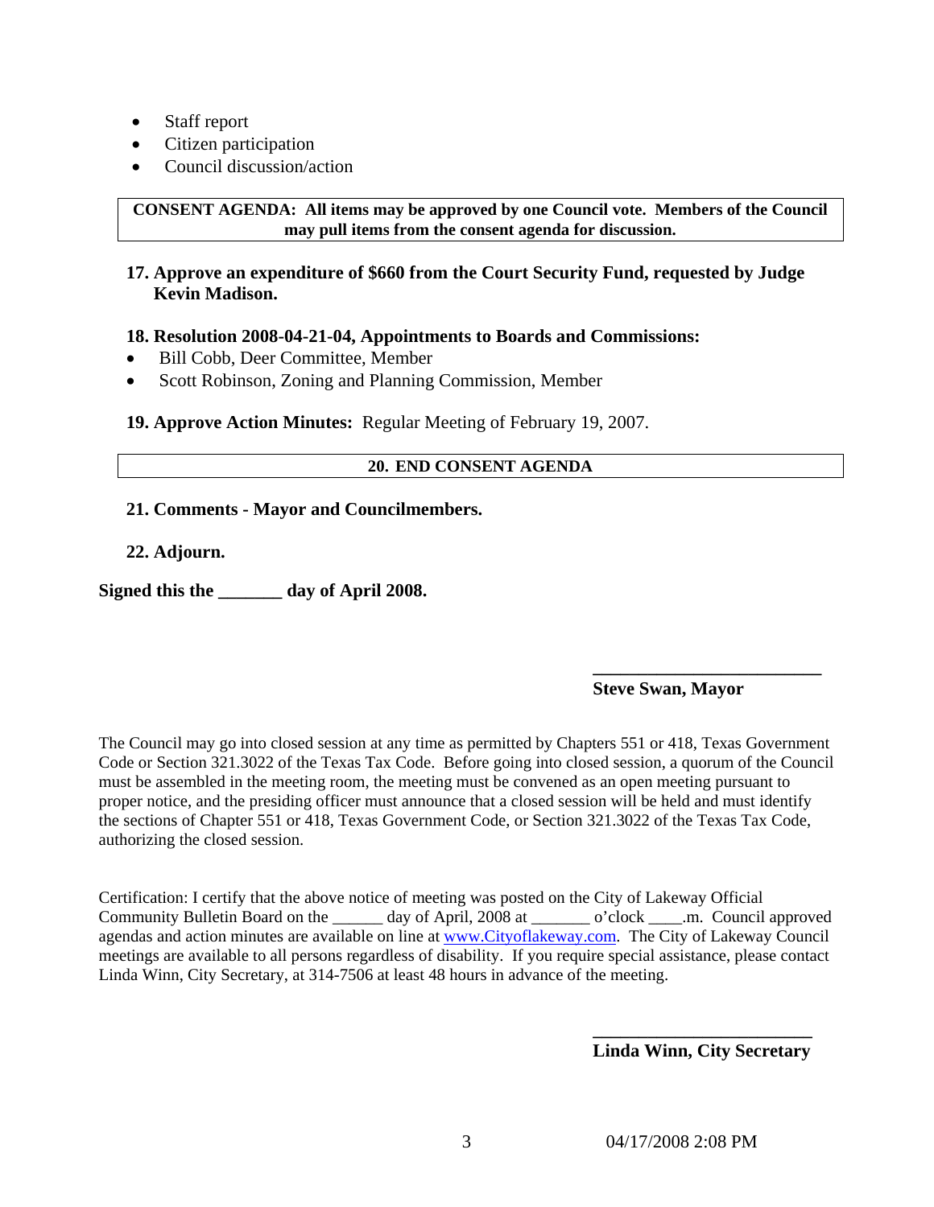- Staff report
- Citizen participation
- Council discussion/action

**CONSENT AGENDA: All items may be approved by one Council vote. Members of the Council may pull items from the consent agenda for discussion.**

**17. Approve an expenditure of $660 from the Court Security Fund, requested by Judge Kevin Madison.**

**18. Resolution 2008-04-21-04, Appointments to Boards and Commissions:**

- Bill Cobb, Deer Committee, Member
- Scott Robinson, Zoning and Planning Commission, Member

**19. Approve Action Minutes:** Regular Meeting of February 19, 2007.

**20. END CONSENT AGENDA**

**21. Comments - Mayor and Councilmembers.**

**22. Adjourn.**

**Signed this the _______ day of April 2008.**

_________________________

**Steve Swan, Mayor**

The Council may go into closed session at any time as permitted by Chapters 551 or 418, Texas Government Code or Section 321.3022 of the Texas Tax Code. Before going into closed session, a quorum of the Council must be assembled in the meeting room, the meeting must be convened as an open meeting pursuant to proper notice, and the presiding officer must announce that a closed session will be held and must identify the sections of Chapter 551 or 418, Texas Government Code, or Section 321.3022 of the Texas Tax Code, authorizing the closed session.

Certification: I certify that the above notice of meeting was posted on the City of Lakeway Official Community Bulletin Board on the ______ day of April, 2008 at _______ o'clock ____.m. Council approved agendas and action minutes are available on line at www.Cityoflakeway.com. The City of Lakeway Council meetings are available to all persons regardless of disability. If you require special assistance, please contact Linda Winn, City Secretary, at 314-7506 at least 48 hours in advance of the meeting.

_________________________

**Linda Winn, City Secretary**

04/17/2008 2:08 PM